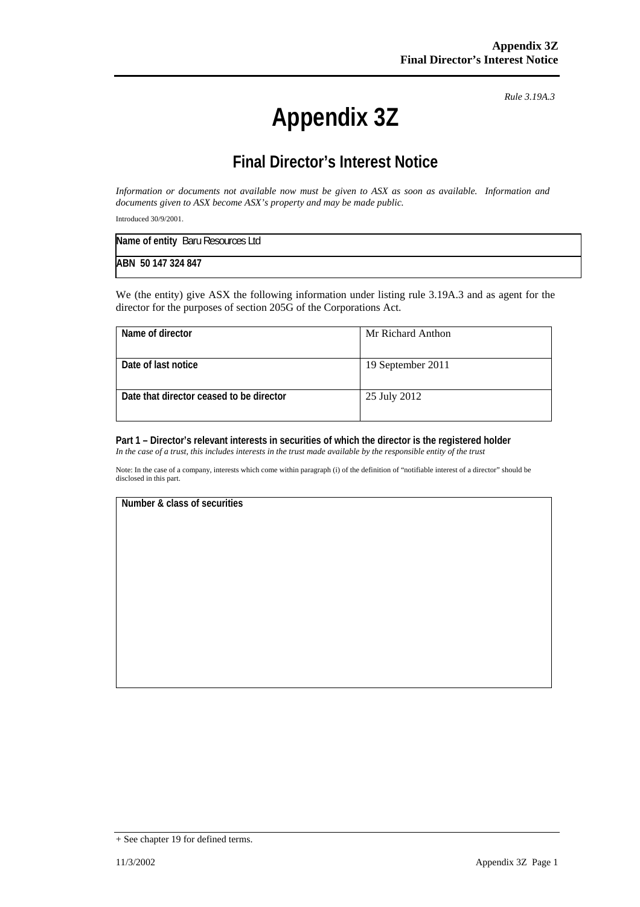*Rule 3.19A.3*

# Appendix 3Z

## Final Director's Interest Notice

*Information or documents not available now must be given to ASX as soon as available. Information and documents given to ASX become ASX's property and may be made public.*

Introduced 30/9/2001.

| **Name of entity** Baru Resources Ltd |
|---|
| **ABN 50 147 324 847** |

We (the entity) give ASX the following information under listing rule 3.19A.3 and as agent for the director for the purposes of section 205G of the Corporations Act.

| | |
|---|---|
| **Name of director** | Mr Richard Anthon |
| **Date of last notice** | 19 September 2011 |
| **Date that director ceased to be director** | 25 July 2012 |

**Part 1 – Director's relevant interests in securities of which the director is the registered holder**
*In the case of a trust, this includes interests in the trust made available by the responsible entity of the trust*

Note: In the case of a company, interests which come within paragraph (i) of the definition of "notifiable interest of a director" should be disclosed in this part.

| **Number & class of securities** |
|---|
| |

+ See chapter 19 for defined terms.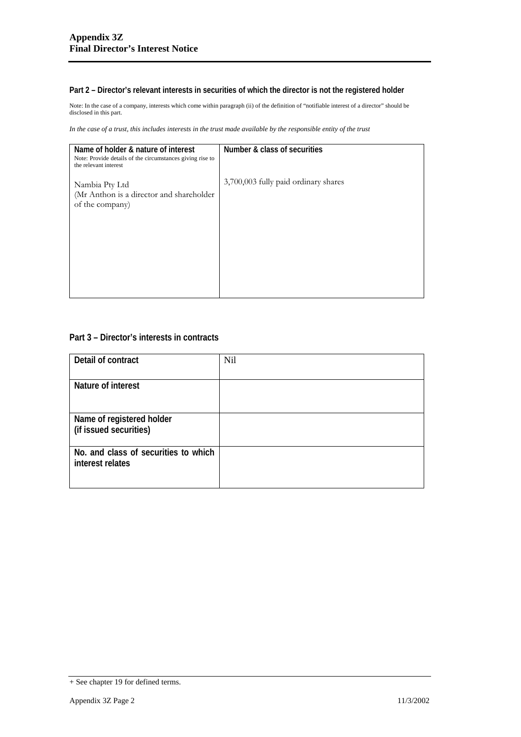## Part 2 – Director's relevant interests in securities of which the director is not the registered holder

Note: In the case of a company, interests which come within paragraph (ii) of the definition of "notifiable interest of a director" should be disclosed in this part.

*In the case of a trust, this includes interests in the trust made available by the responsible entity of the trust*

| Name of holder & nature of interest<br>Note: Provide details of the circumstances giving rise to the relevant interest | Number & class of securities |
|---|---|
| Nambia Pty Ltd<br>(Mr Anthon is a director and shareholder of the company) | 3,700,003 fully paid ordinary shares |

## Part 3 – Director's interests in contracts

| | |
|---|---|
| **Detail of contract** | Nil |
| **Nature of interest** | |
| **Name of registered holder (if issued securities)** | |
| **No. and class of securities to which interest relates** | |

+ See chapter 19 for defined terms.